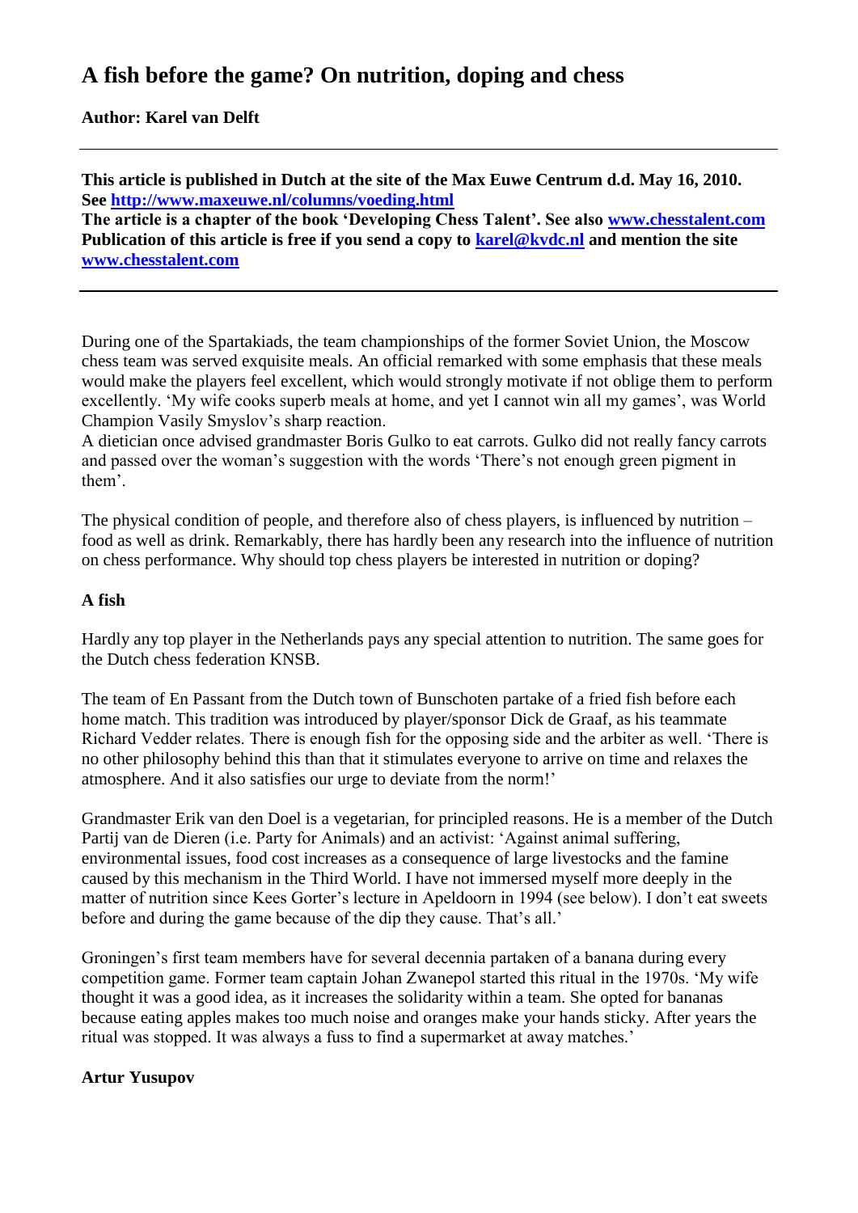# A fish before the game? On nutrition, doping and chess

**Author: Karel van Delft**

---

**This article is published in Dutch at the site of the Max Euwe Centrum d.d. May 16, 2010. See [http://www.maxeuwe.nl/columns/voeding.html](http://www.maxeuwe.nl/columns/voeding.html)**
**The article is a chapter of the book 'Developing Chess Talent'. See also [www.chesstalent.com](www.chesstalent.com)**
**Publication of this article is free if you send a copy to [karel@kvdc.nl](mailto:karel@kvdc.nl) and mention the site [www.chesstalent.com](www.chesstalent.com)**

---

During one of the Spartakiads, the team championships of the former Soviet Union, the Moscow chess team was served exquisite meals. An official remarked with some emphasis that these meals would make the players feel excellent, which would strongly motivate if not oblige them to perform excellently. 'My wife cooks superb meals at home, and yet I cannot win all my games', was World Champion Vasily Smyslov's sharp reaction.
A dietician once advised grandmaster Boris Gulko to eat carrots. Gulko did not really fancy carrots and passed over the woman's suggestion with the words 'There's not enough green pigment in them'.

The physical condition of people, and therefore also of chess players, is influenced by nutrition – food as well as drink. Remarkably, there has hardly been any research into the influence of nutrition on chess performance. Why should top chess players be interested in nutrition or doping?

### A fish

Hardly any top player in the Netherlands pays any special attention to nutrition. The same goes for the Dutch chess federation KNSB.

The team of En Passant from the Dutch town of Bunschoten partake of a fried fish before each home match. This tradition was introduced by player/sponsor Dick de Graaf, as his teammate Richard Vedder relates. There is enough fish for the opposing side and the arbiter as well. 'There is no other philosophy behind this than that it stimulates everyone to arrive on time and relaxes the atmosphere. And it also satisfies our urge to deviate from the norm!'

Grandmaster Erik van den Doel is a vegetarian, for principled reasons. He is a member of the Dutch Partij van de Dieren (i.e. Party for Animals) and an activist: 'Against animal suffering, environmental issues, food cost increases as a consequence of large livestocks and the famine caused by this mechanism in the Third World. I have not immersed myself more deeply in the matter of nutrition since Kees Gorter's lecture in Apeldoorn in 1994 (see below). I don't eat sweets before and during the game because of the dip they cause. That's all.'

Groningen's first team members have for several decennia partaken of a banana during every competition game. Former team captain Johan Zwanepol started this ritual in the 1970s. 'My wife thought it was a good idea, as it increases the solidarity within a team. She opted for bananas because eating apples makes too much noise and oranges make your hands sticky. After years the ritual was stopped. It was always a fuss to find a supermarket at away matches.'

### Artur Yusupov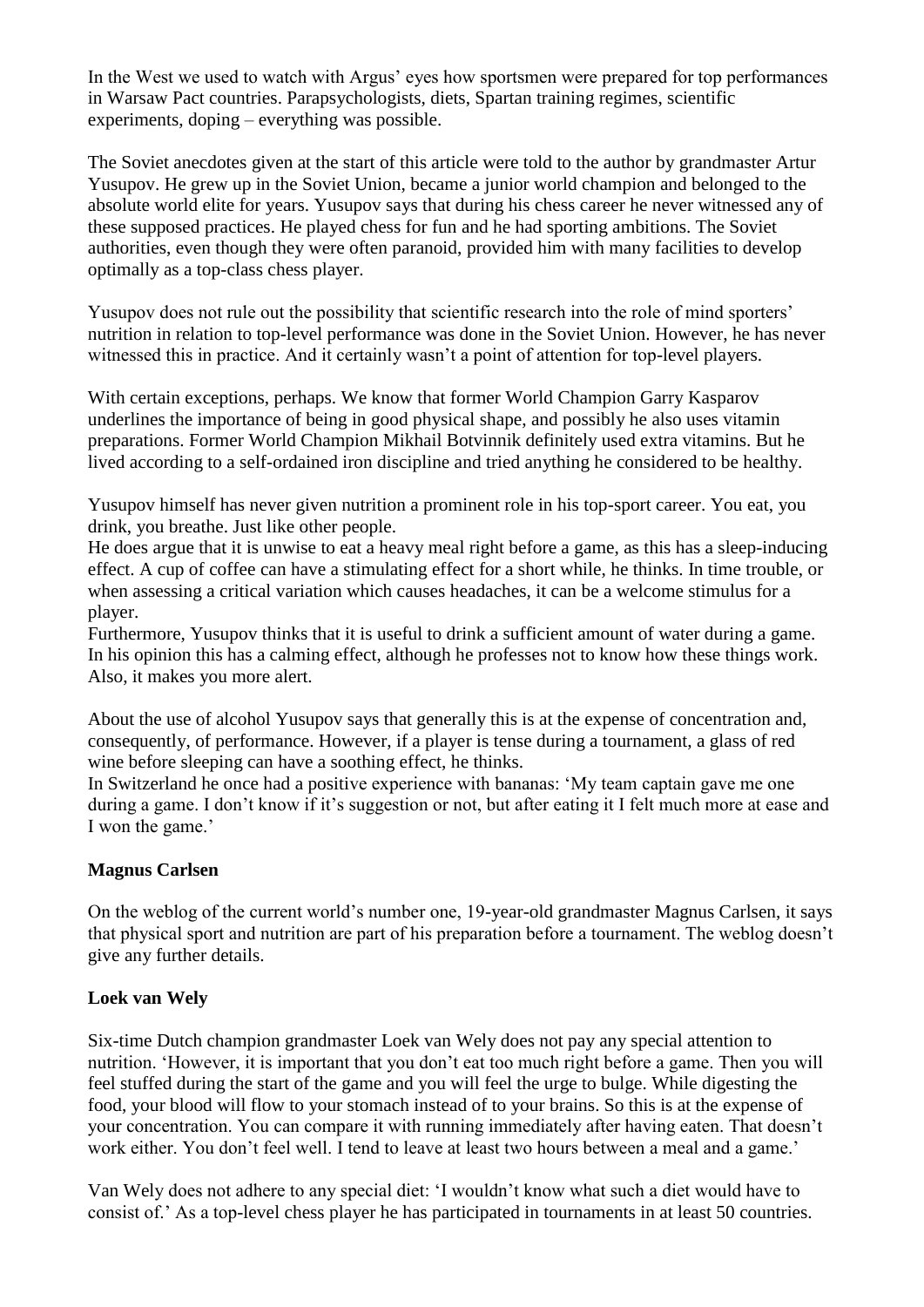In the West we used to watch with Argus' eyes how sportsmen were prepared for top performances in Warsaw Pact countries. Parapsychologists, diets, Spartan training regimes, scientific experiments, doping – everything was possible.

The Soviet anecdotes given at the start of this article were told to the author by grandmaster Artur Yusupov. He grew up in the Soviet Union, became a junior world champion and belonged to the absolute world elite for years. Yusupov says that during his chess career he never witnessed any of these supposed practices. He played chess for fun and he had sporting ambitions. The Soviet authorities, even though they were often paranoid, provided him with many facilities to develop optimally as a top-class chess player.

Yusupov does not rule out the possibility that scientific research into the role of mind sporters' nutrition in relation to top-level performance was done in the Soviet Union. However, he has never witnessed this in practice. And it certainly wasn't a point of attention for top-level players.

With certain exceptions, perhaps. We know that former World Champion Garry Kasparov underlines the importance of being in good physical shape, and possibly he also uses vitamin preparations. Former World Champion Mikhail Botvinnik definitely used extra vitamins. But he lived according to a self-ordained iron discipline and tried anything he considered to be healthy.

Yusupov himself has never given nutrition a prominent role in his top-sport career. You eat, you drink, you breathe. Just like other people.
He does argue that it is unwise to eat a heavy meal right before a game, as this has a sleep-inducing effect. A cup of coffee can have a stimulating effect for a short while, he thinks. In time trouble, or when assessing a critical variation which causes headaches, it can be a welcome stimulus for a player.
Furthermore, Yusupov thinks that it is useful to drink a sufficient amount of water during a game. In his opinion this has a calming effect, although he professes not to know how these things work. Also, it makes you more alert.

About the use of alcohol Yusupov says that generally this is at the expense of concentration and, consequently, of performance. However, if a player is tense during a tournament, a glass of red wine before sleeping can have a soothing effect, he thinks.
In Switzerland he once had a positive experience with bananas: 'My team captain gave me one during a game. I don't know if it's suggestion or not, but after eating it I felt much more at ease and I won the game.'

**Magnus Carlsen**

On the weblog of the current world's number one, 19-year-old grandmaster Magnus Carlsen, it says that physical sport and nutrition are part of his preparation before a tournament. The weblog doesn't give any further details.

**Loek van Wely**

Six-time Dutch champion grandmaster Loek van Wely does not pay any special attention to nutrition. 'However, it is important that you don't eat too much right before a game. Then you will feel stuffed during the start of the game and you will feel the urge to bulge. While digesting the food, your blood will flow to your stomach instead of to your brains. So this is at the expense of your concentration. You can compare it with running immediately after having eaten. That doesn't work either. You don't feel well. I tend to leave at least two hours between a meal and a game.'

Van Wely does not adhere to any special diet: 'I wouldn't know what such a diet would have to consist of.' As a top-level chess player he has participated in tournaments in at least 50 countries.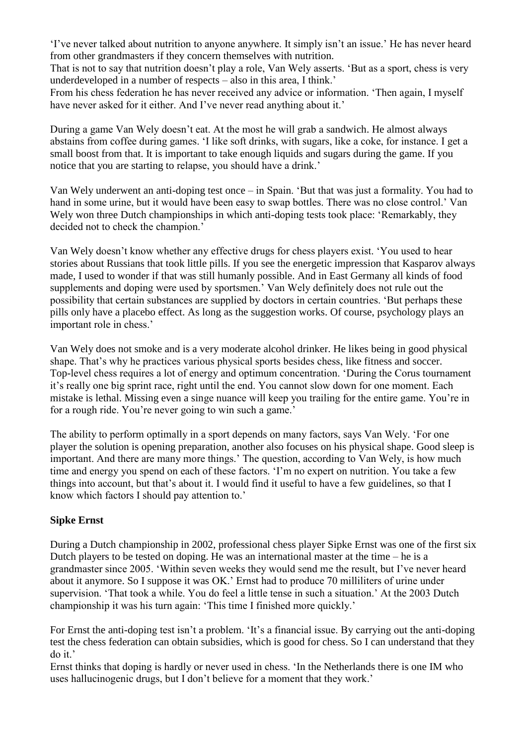'I've never talked about nutrition to anyone anywhere. It simply isn't an issue.' He has never heard from other grandmasters if they concern themselves with nutrition.
That is not to say that nutrition doesn't play a role, Van Wely asserts. 'But as a sport, chess is very underdeveloped in a number of respects – also in this area, I think.'
From his chess federation he has never received any advice or information. 'Then again, I myself have never asked for it either. And I've never read anything about it.'

During a game Van Wely doesn't eat. At the most he will grab a sandwich. He almost always abstains from coffee during games. 'I like soft drinks, with sugars, like a coke, for instance. I get a small boost from that. It is important to take enough liquids and sugars during the game. If you notice that you are starting to relapse, you should have a drink.'

Van Wely underwent an anti-doping test once – in Spain. 'But that was just a formality. You had to hand in some urine, but it would have been easy to swap bottles. There was no close control.' Van Wely won three Dutch championships in which anti-doping tests took place: 'Remarkably, they decided not to check the champion.'

Van Wely doesn't know whether any effective drugs for chess players exist. 'You used to hear stories about Russians that took little pills. If you see the energetic impression that Kasparov always made, I used to wonder if that was still humanly possible. And in East Germany all kinds of food supplements and doping were used by sportsmen.' Van Wely definitely does not rule out the possibility that certain substances are supplied by doctors in certain countries. 'But perhaps these pills only have a placebo effect. As long as the suggestion works. Of course, psychology plays an important role in chess.'

Van Wely does not smoke and is a very moderate alcohol drinker. He likes being in good physical shape. That's why he practices various physical sports besides chess, like fitness and soccer. Top-level chess requires a lot of energy and optimum concentration. 'During the Corus tournament it's really one big sprint race, right until the end. You cannot slow down for one moment. Each mistake is lethal. Missing even a singe nuance will keep you trailing for the entire game. You're in for a rough ride. You're never going to win such a game.'

The ability to perform optimally in a sport depends on many factors, says Van Wely. 'For one player the solution is opening preparation, another also focuses on his physical shape. Good sleep is important. And there are many more things.' The question, according to Van Wely, is how much time and energy you spend on each of these factors. 'I'm no expert on nutrition. You take a few things into account, but that's about it. I would find it useful to have a few guidelines, so that I know which factors I should pay attention to.'

**Sipke Ernst**

During a Dutch championship in 2002, professional chess player Sipke Ernst was one of the first six Dutch players to be tested on doping. He was an international master at the time – he is a grandmaster since 2005. 'Within seven weeks they would send me the result, but I've never heard about it anymore. So I suppose it was OK.' Ernst had to produce 70 milliliters of urine under supervision. 'That took a while. You do feel a little tense in such a situation.' At the 2003 Dutch championship it was his turn again: 'This time I finished more quickly.'

For Ernst the anti-doping test isn't a problem. 'It's a financial issue. By carrying out the anti-doping test the chess federation can obtain subsidies, which is good for chess. So I can understand that they do it.'
Ernst thinks that doping is hardly or never used in chess. 'In the Netherlands there is one IM who uses hallucinogenic drugs, but I don't believe for a moment that they work.'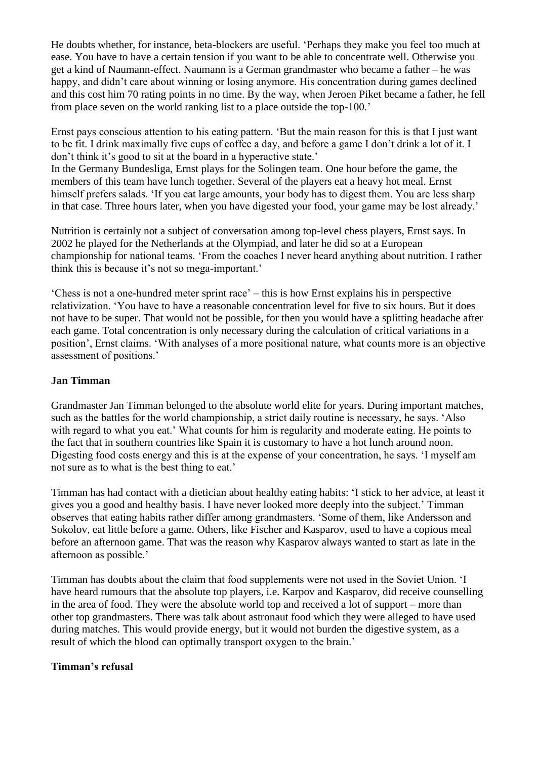He doubts whether, for instance, beta-blockers are useful. 'Perhaps they make you feel too much at ease. You have to have a certain tension if you want to be able to concentrate well. Otherwise you get a kind of Naumann-effect. Naumann is a German grandmaster who became a father – he was happy, and didn't care about winning or losing anymore. His concentration during games declined and this cost him 70 rating points in no time. By the way, when Jeroen Piket became a father, he fell from place seven on the world ranking list to a place outside the top-100.'

Ernst pays conscious attention to his eating pattern. 'But the main reason for this is that I just want to be fit. I drink maximally five cups of coffee a day, and before a game I don't drink a lot of it. I don't think it's good to sit at the board in a hyperactive state.'
In the Germany Bundesliga, Ernst plays for the Solingen team. One hour before the game, the members of this team have lunch together. Several of the players eat a heavy hot meal. Ernst himself prefers salads. 'If you eat large amounts, your body has to digest them. You are less sharp in that case. Three hours later, when you have digested your food, your game may be lost already.'

Nutrition is certainly not a subject of conversation among top-level chess players, Ernst says. In 2002 he played for the Netherlands at the Olympiad, and later he did so at a European championship for national teams. 'From the coaches I never heard anything about nutrition. I rather think this is because it's not so mega-important.'

'Chess is not a one-hundred meter sprint race' – this is how Ernst explains his in perspective relativization. 'You have to have a reasonable concentration level for five to six hours. But it does not have to be super. That would not be possible, for then you would have a splitting headache after each game. Total concentration is only necessary during the calculation of critical variations in a position', Ernst claims. 'With analyses of a more positional nature, what counts more is an objective assessment of positions.'

**Jan Timman**

Grandmaster Jan Timman belonged to the absolute world elite for years. During important matches, such as the battles for the world championship, a strict daily routine is necessary, he says. 'Also with regard to what you eat.' What counts for him is regularity and moderate eating. He points to the fact that in southern countries like Spain it is customary to have a hot lunch around noon. Digesting food costs energy and this is at the expense of your concentration, he says. 'I myself am not sure as to what is the best thing to eat.'

Timman has had contact with a dietician about healthy eating habits: 'I stick to her advice, at least it gives you a good and healthy basis. I have never looked more deeply into the subject.' Timman observes that eating habits rather differ among grandmasters. 'Some of them, like Andersson and Sokolov, eat little before a game. Others, like Fischer and Kasparov, used to have a copious meal before an afternoon game. That was the reason why Kasparov always wanted to start as late in the afternoon as possible.'

Timman has doubts about the claim that food supplements were not used in the Soviet Union. 'I have heard rumours that the absolute top players, i.e. Karpov and Kasparov, did receive counselling in the area of food. They were the absolute world top and received a lot of support – more than other top grandmasters. There was talk about astronaut food which they were alleged to have used during matches. This would provide energy, but it would not burden the digestive system, as a result of which the blood can optimally transport oxygen to the brain.'

**Timman's refusal**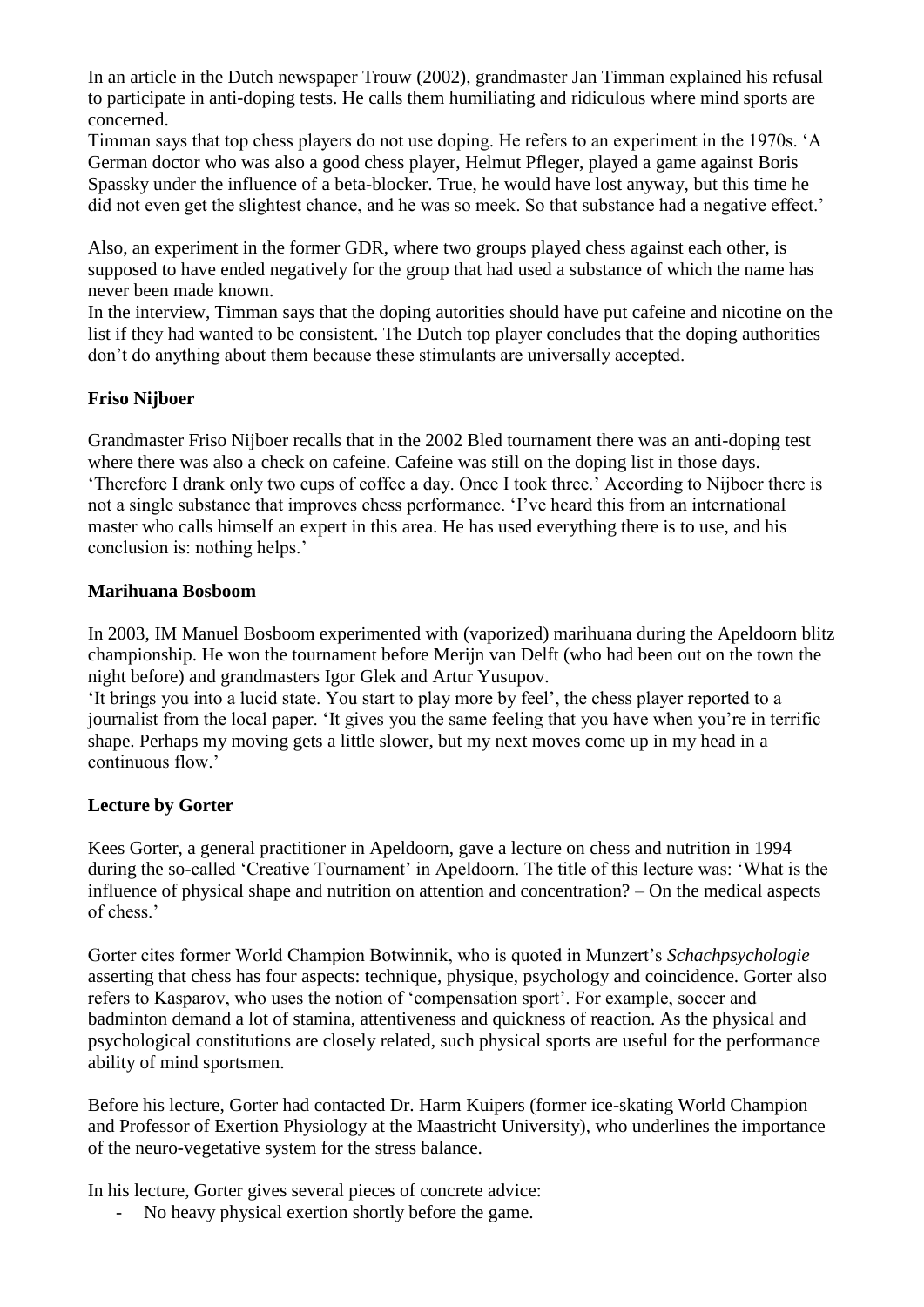In an article in the Dutch newspaper Trouw (2002), grandmaster Jan Timman explained his refusal to participate in anti-doping tests. He calls them humiliating and ridiculous where mind sports are concerned.

Timman says that top chess players do not use doping. He refers to an experiment in the 1970s. 'A German doctor who was also a good chess player, Helmut Pfleger, played a game against Boris Spassky under the influence of a beta-blocker. True, he would have lost anyway, but this time he did not even get the slightest chance, and he was so meek. So that substance had a negative effect.'

Also, an experiment in the former GDR, where two groups played chess against each other, is supposed to have ended negatively for the group that had used a substance of which the name has never been made known.

In the interview, Timman says that the doping autorities should have put cafeine and nicotine on the list if they had wanted to be consistent. The Dutch top player concludes that the doping authorities don't do anything about them because these stimulants are universally accepted.

**Friso Nijboer**

Grandmaster Friso Nijboer recalls that in the 2002 Bled tournament there was an anti-doping test where there was also a check on cafeine. Cafeine was still on the doping list in those days. 'Therefore I drank only two cups of coffee a day. Once I took three.' According to Nijboer there is not a single substance that improves chess performance. 'I've heard this from an international master who calls himself an expert in this area. He has used everything there is to use, and his conclusion is: nothing helps.'

**Marihuana Bosboom**

In 2003, IM Manuel Bosboom experimented with (vaporized) marihuana during the Apeldoorn blitz championship. He won the tournament before Merijn van Delft (who had been out on the town the night before) and grandmasters Igor Glek and Artur Yusupov.

'It brings you into a lucid state. You start to play more by feel', the chess player reported to a journalist from the local paper. 'It gives you the same feeling that you have when you're in terrific shape. Perhaps my moving gets a little slower, but my next moves come up in my head in a continuous flow.'

**Lecture by Gorter**

Kees Gorter, a general practitioner in Apeldoorn, gave a lecture on chess and nutrition in 1994 during the so-called 'Creative Tournament' in Apeldoorn. The title of this lecture was: 'What is the influence of physical shape and nutrition on attention and concentration? – On the medical aspects of chess.'

Gorter cites former World Champion Botwinnik, who is quoted in Munzert's *Schachpsychologie* asserting that chess has four aspects: technique, physique, psychology and coincidence. Gorter also refers to Kasparov, who uses the notion of 'compensation sport'. For example, soccer and badminton demand a lot of stamina, attentiveness and quickness of reaction. As the physical and psychological constitutions are closely related, such physical sports are useful for the performance ability of mind sportsmen.

Before his lecture, Gorter had contacted Dr. Harm Kuipers (former ice-skating World Champion and Professor of Exertion Physiology at the Maastricht University), who underlines the importance of the neuro-vegetative system for the stress balance.

In his lecture, Gorter gives several pieces of concrete advice:

- No heavy physical exertion shortly before the game.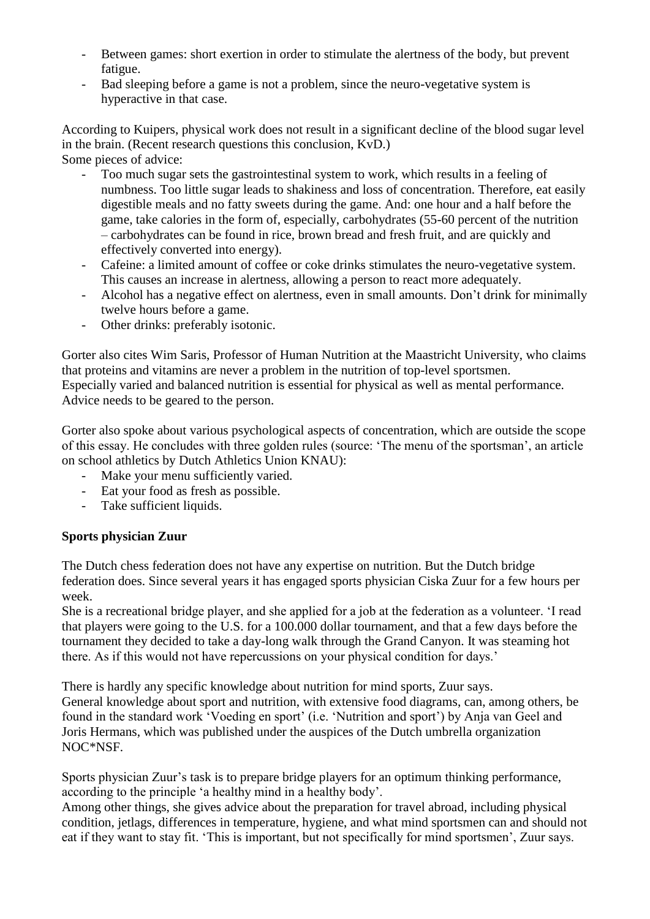- Between games: short exertion in order to stimulate the alertness of the body, but prevent fatigue.
- Bad sleeping before a game is not a problem, since the neuro-vegetative system is hyperactive in that case.

According to Kuipers, physical work does not result in a significant decline of the blood sugar level in the brain. (Recent research questions this conclusion, KvD.)
Some pieces of advice:

- Too much sugar sets the gastrointestinal system to work, which results in a feeling of numbness. Too little sugar leads to shakiness and loss of concentration. Therefore, eat easily digestible meals and no fatty sweets during the game. And: one hour and a half before the game, take calories in the form of, especially, carbohydrates (55-60 percent of the nutrition – carbohydrates can be found in rice, brown bread and fresh fruit, and are quickly and effectively converted into energy).
- Cafeine: a limited amount of coffee or coke drinks stimulates the neuro-vegetative system. This causes an increase in alertness, allowing a person to react more adequately.
- Alcohol has a negative effect on alertness, even in small amounts. Don't drink for minimally twelve hours before a game.
- Other drinks: preferably isotonic.

Gorter also cites Wim Saris, Professor of Human Nutrition at the Maastricht University, who claims that proteins and vitamins are never a problem in the nutrition of top-level sportsmen.
Especially varied and balanced nutrition is essential for physical as well as mental performance. Advice needs to be geared to the person.

Gorter also spoke about various psychological aspects of concentration, which are outside the scope of this essay. He concludes with three golden rules (source: 'The menu of the sportsman', an article on school athletics by Dutch Athletics Union KNAU):

- Make your menu sufficiently varied.
- Eat your food as fresh as possible.
- Take sufficient liquids.

**Sports physician Zuur**

The Dutch chess federation does not have any expertise on nutrition. But the Dutch bridge federation does. Since several years it has engaged sports physician Ciska Zuur for a few hours per week.
She is a recreational bridge player, and she applied for a job at the federation as a volunteer. 'I read that players were going to the U.S. for a 100.000 dollar tournament, and that a few days before the tournament they decided to take a day-long walk through the Grand Canyon. It was steaming hot there. As if this would not have repercussions on your physical condition for days.'

There is hardly any specific knowledge about nutrition for mind sports, Zuur says.
General knowledge about sport and nutrition, with extensive food diagrams, can, among others, be found in the standard work 'Voeding en sport' (i.e. 'Nutrition and sport') by Anja van Geel and Joris Hermans, which was published under the auspices of the Dutch umbrella organization NOC*NSF.

Sports physician Zuur's task is to prepare bridge players for an optimum thinking performance, according to the principle 'a healthy mind in a healthy body'.
Among other things, she gives advice about the preparation for travel abroad, including physical condition, jetlags, differences in temperature, hygiene, and what mind sportsmen can and should not eat if they want to stay fit. 'This is important, but not specifically for mind sportsmen', Zuur says.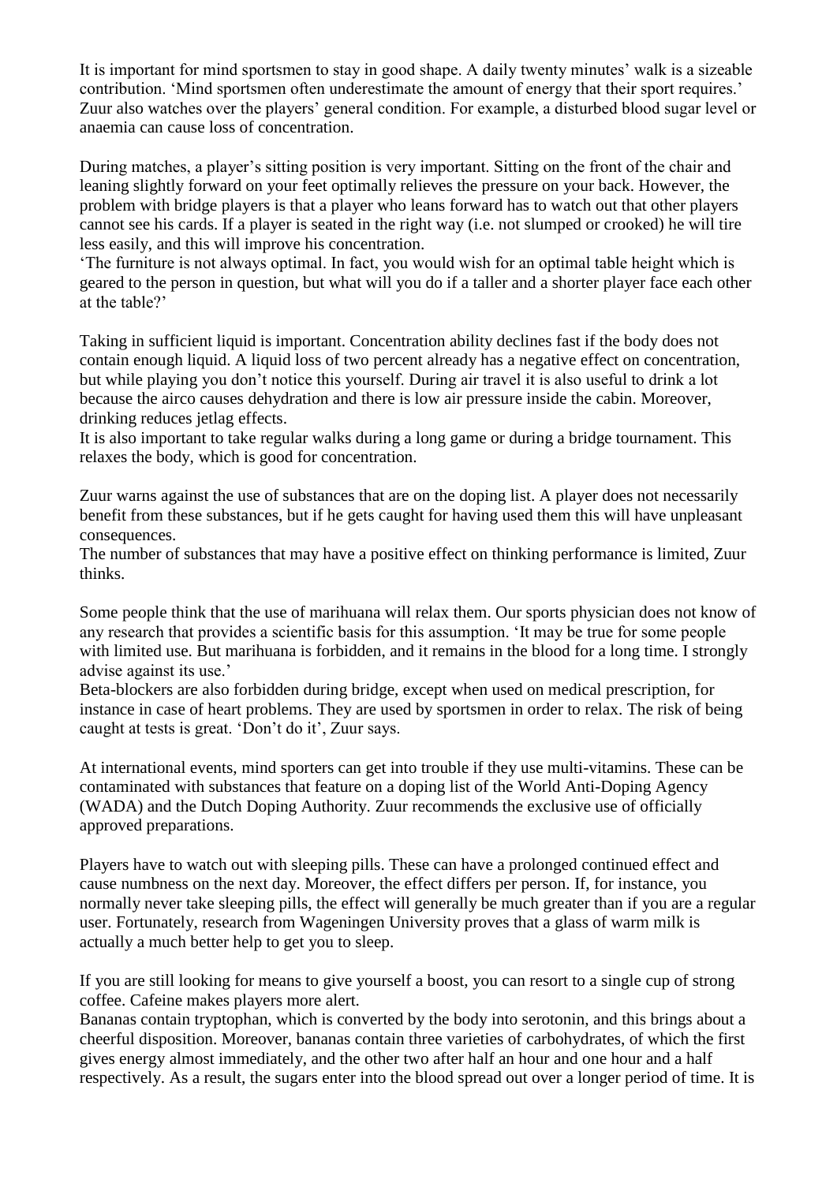It is important for mind sportsmen to stay in good shape. A daily twenty minutes' walk is a sizeable contribution. 'Mind sportsmen often underestimate the amount of energy that their sport requires.' Zuur also watches over the players' general condition. For example, a disturbed blood sugar level or anaemia can cause loss of concentration.

During matches, a player's sitting position is very important. Sitting on the front of the chair and leaning slightly forward on your feet optimally relieves the pressure on your back. However, the problem with bridge players is that a player who leans forward has to watch out that other players cannot see his cards. If a player is seated in the right way (i.e. not slumped or crooked) he will tire less easily, and this will improve his concentration.
'The furniture is not always optimal. In fact, you would wish for an optimal table height which is geared to the person in question, but what will you do if a taller and a shorter player face each other at the table?'

Taking in sufficient liquid is important. Concentration ability declines fast if the body does not contain enough liquid. A liquid loss of two percent already has a negative effect on concentration, but while playing you don't notice this yourself. During air travel it is also useful to drink a lot because the airco causes dehydration and there is low air pressure inside the cabin. Moreover, drinking reduces jetlag effects.
It is also important to take regular walks during a long game or during a bridge tournament. This relaxes the body, which is good for concentration.

Zuur warns against the use of substances that are on the doping list. A player does not necessarily benefit from these substances, but if he gets caught for having used them this will have unpleasant consequences.
The number of substances that may have a positive effect on thinking performance is limited, Zuur thinks.

Some people think that the use of marihuana will relax them. Our sports physician does not know of any research that provides a scientific basis for this assumption. 'It may be true for some people with limited use. But marihuana is forbidden, and it remains in the blood for a long time. I strongly advise against its use.'
Beta-blockers are also forbidden during bridge, except when used on medical prescription, for instance in case of heart problems. They are used by sportsmen in order to relax. The risk of being caught at tests is great. 'Don't do it', Zuur says.

At international events, mind sporters can get into trouble if they use multi-vitamins. These can be contaminated with substances that feature on a doping list of the World Anti-Doping Agency (WADA) and the Dutch Doping Authority. Zuur recommends the exclusive use of officially approved preparations.

Players have to watch out with sleeping pills. These can have a prolonged continued effect and cause numbness on the next day. Moreover, the effect differs per person. If, for instance, you normally never take sleeping pills, the effect will generally be much greater than if you are a regular user. Fortunately, research from Wageningen University proves that a glass of warm milk is actually a much better help to get you to sleep.

If you are still looking for means to give yourself a boost, you can resort to a single cup of strong coffee. Cafeine makes players more alert.
Bananas contain tryptophan, which is converted by the body into serotonin, and this brings about a cheerful disposition. Moreover, bananas contain three varieties of carbohydrates, of which the first gives energy almost immediately, and the other two after half an hour and one hour and a half respectively. As a result, the sugars enter into the blood spread out over a longer period of time. It is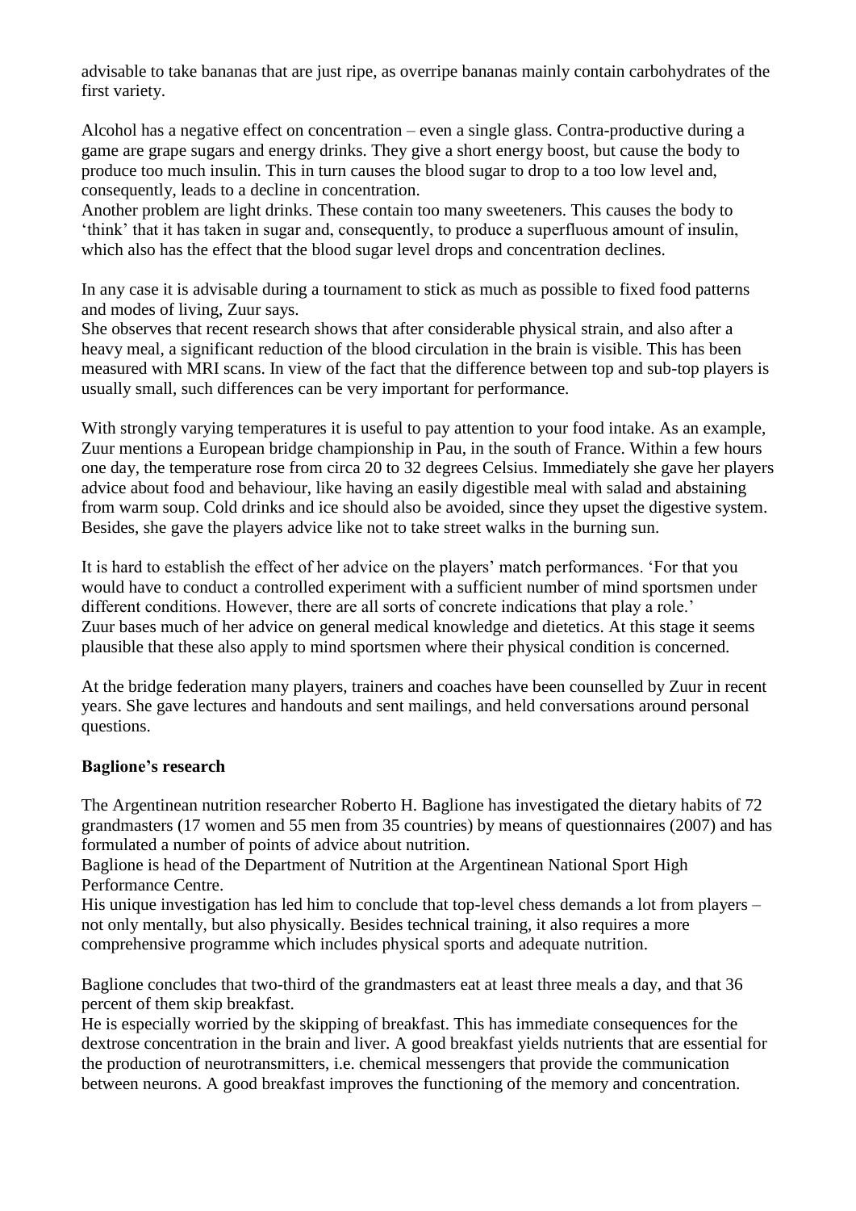advisable to take bananas that are just ripe, as overripe bananas mainly contain carbohydrates of the first variety.

Alcohol has a negative effect on concentration – even a single glass. Contra-productive during a game are grape sugars and energy drinks. They give a short energy boost, but cause the body to produce too much insulin. This in turn causes the blood sugar to drop to a too low level and, consequently, leads to a decline in concentration.
Another problem are light drinks. These contain too many sweeteners. This causes the body to 'think' that it has taken in sugar and, consequently, to produce a superfluous amount of insulin, which also has the effect that the blood sugar level drops and concentration declines.

In any case it is advisable during a tournament to stick as much as possible to fixed food patterns and modes of living, Zuur says.
She observes that recent research shows that after considerable physical strain, and also after a heavy meal, a significant reduction of the blood circulation in the brain is visible. This has been measured with MRI scans. In view of the fact that the difference between top and sub-top players is usually small, such differences can be very important for performance.

With strongly varying temperatures it is useful to pay attention to your food intake. As an example, Zuur mentions a European bridge championship in Pau, in the south of France. Within a few hours one day, the temperature rose from circa 20 to 32 degrees Celsius. Immediately she gave her players advice about food and behaviour, like having an easily digestible meal with salad and abstaining from warm soup. Cold drinks and ice should also be avoided, since they upset the digestive system. Besides, she gave the players advice like not to take street walks in the burning sun.

It is hard to establish the effect of her advice on the players' match performances. 'For that you would have to conduct a controlled experiment with a sufficient number of mind sportsmen under different conditions. However, there are all sorts of concrete indications that play a role.'
Zuur bases much of her advice on general medical knowledge and dietetics. At this stage it seems plausible that these also apply to mind sportsmen where their physical condition is concerned.

At the bridge federation many players, trainers and coaches have been counselled by Zuur in recent years. She gave lectures and handouts and sent mailings, and held conversations around personal questions.

**Baglione's research**

The Argentinean nutrition researcher Roberto H. Baglione has investigated the dietary habits of 72 grandmasters (17 women and 55 men from 35 countries) by means of questionnaires (2007) and has formulated a number of points of advice about nutrition.
Baglione is head of the Department of Nutrition at the Argentinean National Sport High Performance Centre.
His unique investigation has led him to conclude that top-level chess demands a lot from players – not only mentally, but also physically. Besides technical training, it also requires a more comprehensive programme which includes physical sports and adequate nutrition.

Baglione concludes that two-third of the grandmasters eat at least three meals a day, and that 36 percent of them skip breakfast.
He is especially worried by the skipping of breakfast. This has immediate consequences for the dextrose concentration in the brain and liver. A good breakfast yields nutrients that are essential for the production of neurotransmitters, i.e. chemical messengers that provide the communication between neurons. A good breakfast improves the functioning of the memory and concentration.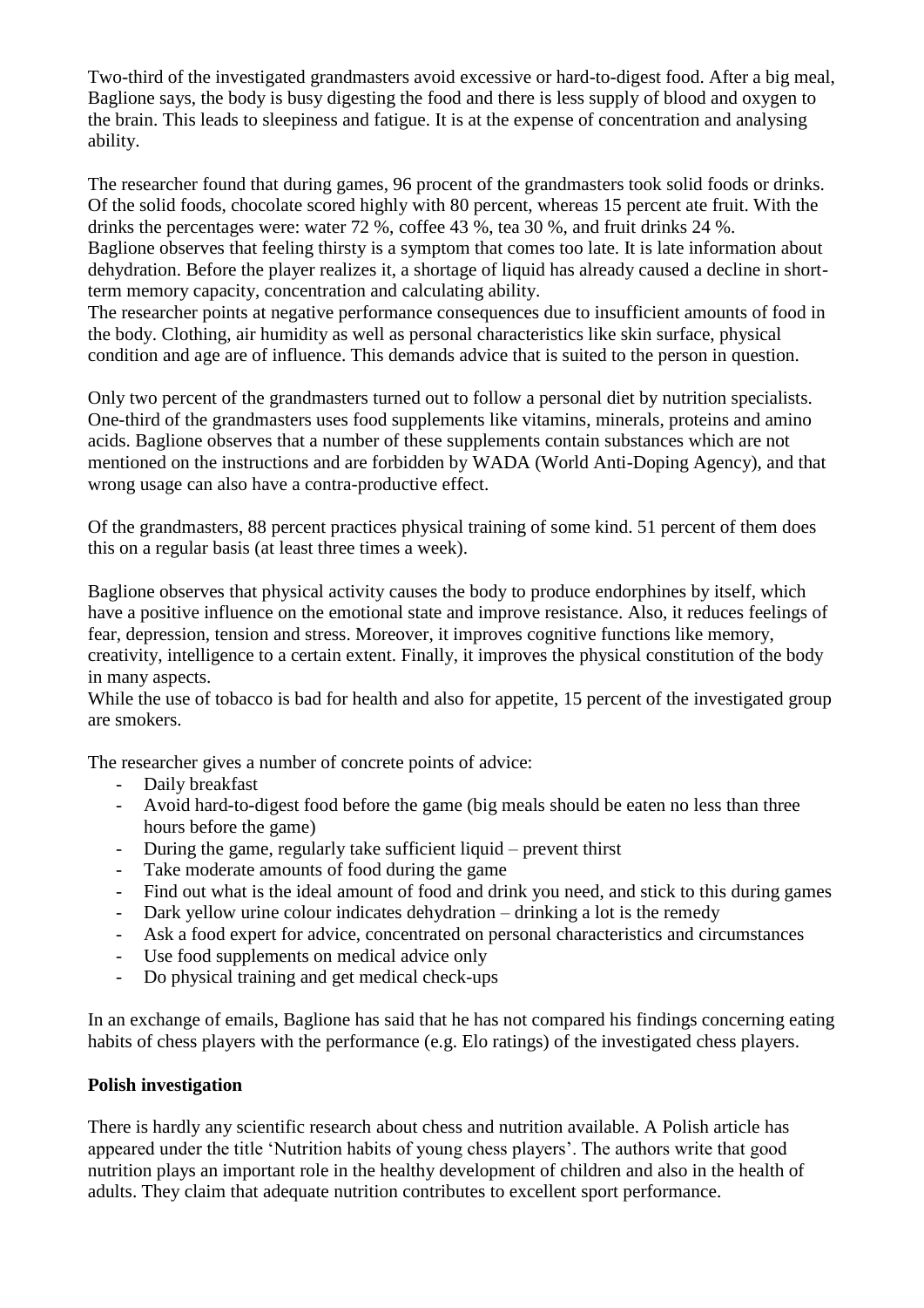Two-third of the investigated grandmasters avoid excessive or hard-to-digest food. After a big meal, Baglione says, the body is busy digesting the food and there is less supply of blood and oxygen to the brain. This leads to sleepiness and fatigue. It is at the expense of concentration and analysing ability.

The researcher found that during games, 96 procent of the grandmasters took solid foods or drinks. Of the solid foods, chocolate scored highly with 80 percent, whereas 15 percent ate fruit. With the drinks the percentages were: water 72 %, coffee 43 %, tea 30 %, and fruit drinks 24 %.
Baglione observes that feeling thirsty is a symptom that comes too late. It is late information about dehydration. Before the player realizes it, a shortage of liquid has already caused a decline in short-term memory capacity, concentration and calculating ability.
The researcher points at negative performance consequences due to insufficient amounts of food in the body. Clothing, air humidity as well as personal characteristics like skin surface, physical condition and age are of influence. This demands advice that is suited to the person in question.

Only two percent of the grandmasters turned out to follow a personal diet by nutrition specialists. One-third of the grandmasters uses food supplements like vitamins, minerals, proteins and amino acids. Baglione observes that a number of these supplements contain substances which are not mentioned on the instructions and are forbidden by WADA (World Anti-Doping Agency), and that wrong usage can also have a contra-productive effect.

Of the grandmasters, 88 percent practices physical training of some kind. 51 percent of them does this on a regular basis (at least three times a week).

Baglione observes that physical activity causes the body to produce endorphines by itself, which have a positive influence on the emotional state and improve resistance. Also, it reduces feelings of fear, depression, tension and stress. Moreover, it improves cognitive functions like memory, creativity, intelligence to a certain extent. Finally, it improves the physical constitution of the body in many aspects.
While the use of tobacco is bad for health and also for appetite, 15 percent of the investigated group are smokers.

The researcher gives a number of concrete points of advice:

- Daily breakfast
- Avoid hard-to-digest food before the game (big meals should be eaten no less than three hours before the game)
- During the game, regularly take sufficient liquid – prevent thirst
- Take moderate amounts of food during the game
- Find out what is the ideal amount of food and drink you need, and stick to this during games
- Dark yellow urine colour indicates dehydration – drinking a lot is the remedy
- Ask a food expert for advice, concentrated on personal characteristics and circumstances
- Use food supplements on medical advice only
- Do physical training and get medical check-ups

In an exchange of emails, Baglione has said that he has not compared his findings concerning eating habits of chess players with the performance (e.g. Elo ratings) of the investigated chess players.

**Polish investigation**

There is hardly any scientific research about chess and nutrition available. A Polish article has appeared under the title 'Nutrition habits of young chess players'. The authors write that good nutrition plays an important role in the healthy development of children and also in the health of adults. They claim that adequate nutrition contributes to excellent sport performance.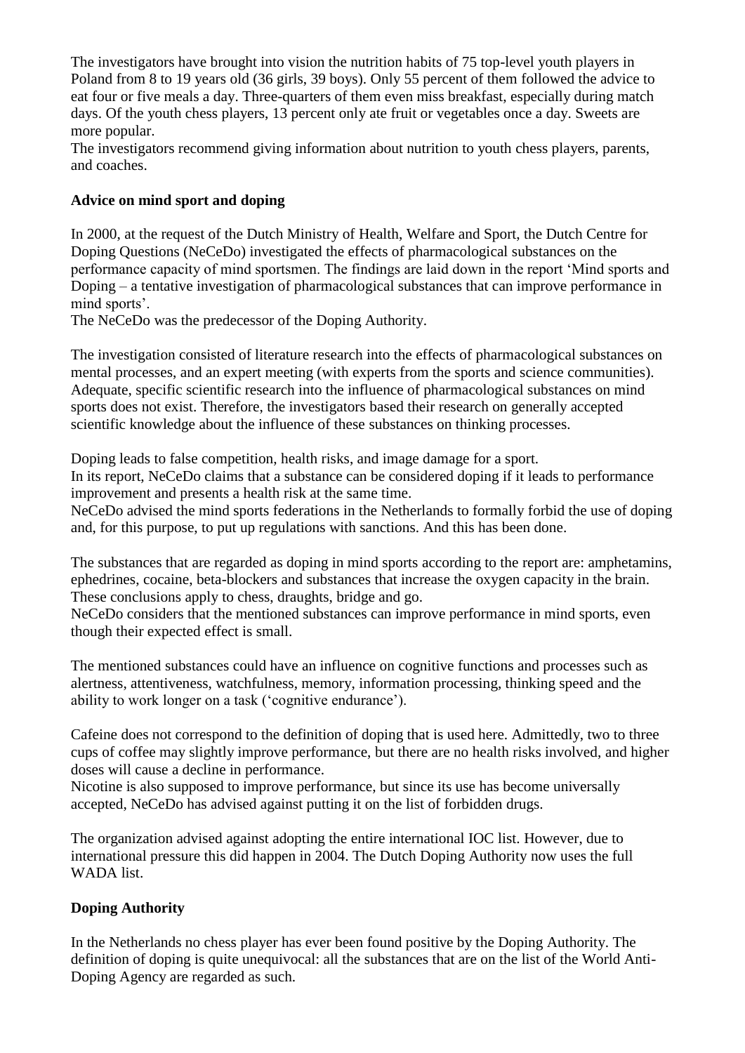The investigators have brought into vision the nutrition habits of 75 top-level youth players in Poland from 8 to 19 years old (36 girls, 39 boys). Only 55 percent of them followed the advice to eat four or five meals a day. Three-quarters of them even miss breakfast, especially during match days. Of the youth chess players, 13 percent only ate fruit or vegetables once a day. Sweets are more popular.
The investigators recommend giving information about nutrition to youth chess players, parents, and coaches.

**Advice on mind sport and doping**

In 2000, at the request of the Dutch Ministry of Health, Welfare and Sport, the Dutch Centre for Doping Questions (NeCeDo) investigated the effects of pharmacological substances on the performance capacity of mind sportsmen. The findings are laid down in the report 'Mind sports and Doping – a tentative investigation of pharmacological substances that can improve performance in mind sports'.
The NeCeDo was the predecessor of the Doping Authority.

The investigation consisted of literature research into the effects of pharmacological substances on mental processes, and an expert meeting (with experts from the sports and science communities). Adequate, specific scientific research into the influence of pharmacological substances on mind sports does not exist. Therefore, the investigators based their research on generally accepted scientific knowledge about the influence of these substances on thinking processes.

Doping leads to false competition, health risks, and image damage for a sport.
In its report, NeCeDo claims that a substance can be considered doping if it leads to performance improvement and presents a health risk at the same time.
NeCeDo advised the mind sports federations in the Netherlands to formally forbid the use of doping and, for this purpose, to put up regulations with sanctions. And this has been done.

The substances that are regarded as doping in mind sports according to the report are: amphetamins, ephedrines, cocaine, beta-blockers and substances that increase the oxygen capacity in the brain. These conclusions apply to chess, draughts, bridge and go.
NeCeDo considers that the mentioned substances can improve performance in mind sports, even though their expected effect is small.

The mentioned substances could have an influence on cognitive functions and processes such as alertness, attentiveness, watchfulness, memory, information processing, thinking speed and the ability to work longer on a task ('cognitive endurance').

Cafeine does not correspond to the definition of doping that is used here. Admittedly, two to three cups of coffee may slightly improve performance, but there are no health risks involved, and higher doses will cause a decline in performance.
Nicotine is also supposed to improve performance, but since its use has become universally accepted, NeCeDo has advised against putting it on the list of forbidden drugs.

The organization advised against adopting the entire international IOC list. However, due to international pressure this did happen in 2004. The Dutch Doping Authority now uses the full WADA list.

**Doping Authority**

In the Netherlands no chess player has ever been found positive by the Doping Authority. The definition of doping is quite unequivocal: all the substances that are on the list of the World Anti-Doping Agency are regarded as such.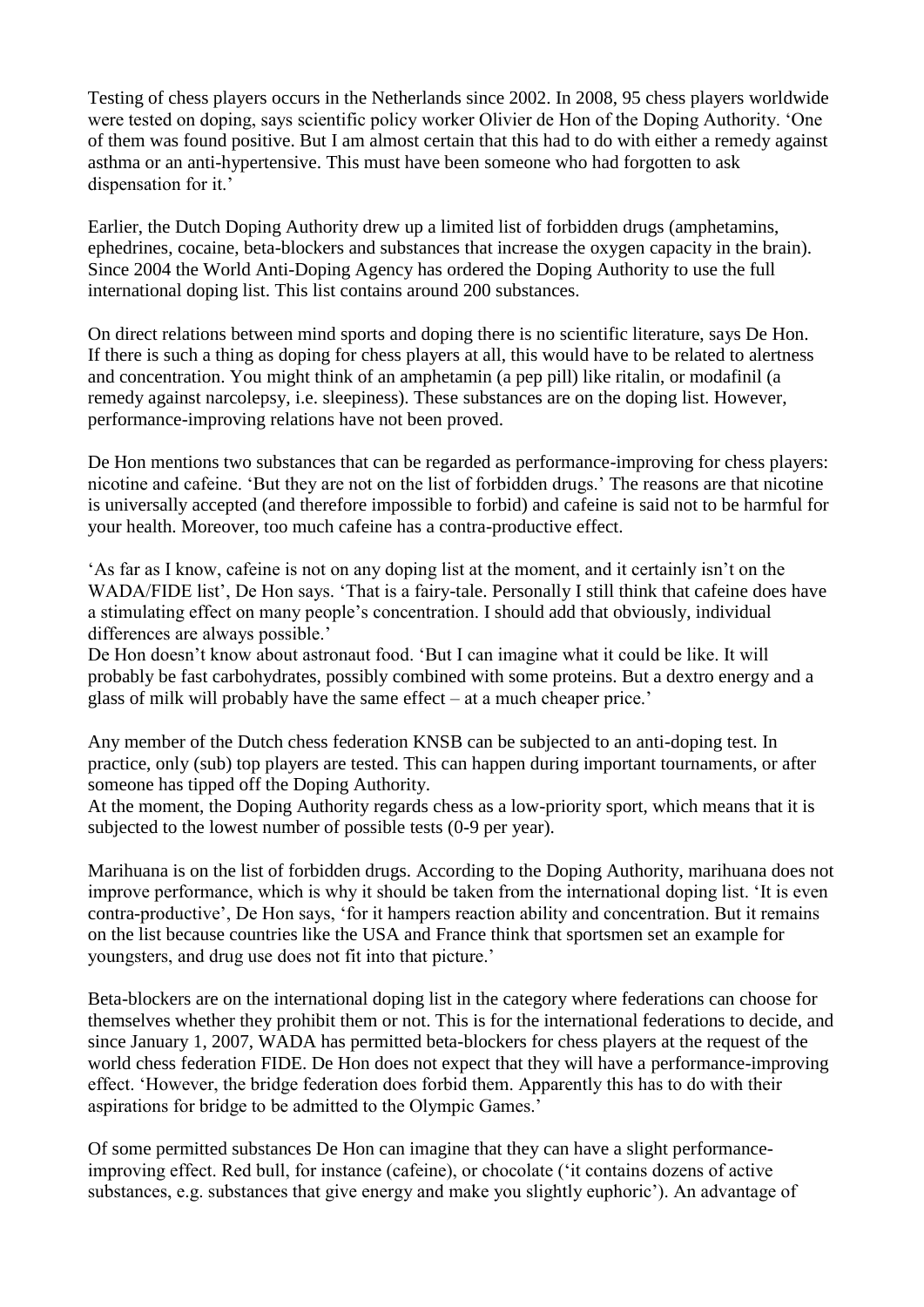Testing of chess players occurs in the Netherlands since 2002. In 2008, 95 chess players worldwide were tested on doping, says scientific policy worker Olivier de Hon of the Doping Authority. 'One of them was found positive. But I am almost certain that this had to do with either a remedy against asthma or an anti-hypertensive. This must have been someone who had forgotten to ask dispensation for it.'

Earlier, the Dutch Doping Authority drew up a limited list of forbidden drugs (amphetamins, ephedrines, cocaine, beta-blockers and substances that increase the oxygen capacity in the brain). Since 2004 the World Anti-Doping Agency has ordered the Doping Authority to use the full international doping list. This list contains around 200 substances.

On direct relations between mind sports and doping there is no scientific literature, says De Hon. If there is such a thing as doping for chess players at all, this would have to be related to alertness and concentration. You might think of an amphetamin (a pep pill) like ritalin, or modafinil (a remedy against narcolepsy, i.e. sleepiness). These substances are on the doping list. However, performance-improving relations have not been proved.

De Hon mentions two substances that can be regarded as performance-improving for chess players: nicotine and cafeine. 'But they are not on the list of forbidden drugs.' The reasons are that nicotine is universally accepted (and therefore impossible to forbid) and cafeine is said not to be harmful for your health. Moreover, too much cafeine has a contra-productive effect.

'As far as I know, cafeine is not on any doping list at the moment, and it certainly isn't on the WADA/FIDE list', De Hon says. 'That is a fairy-tale. Personally I still think that cafeine does have a stimulating effect on many people's concentration. I should add that obviously, individual differences are always possible.'
De Hon doesn't know about astronaut food. 'But I can imagine what it could be like. It will probably be fast carbohydrates, possibly combined with some proteins. But a dextro energy and a glass of milk will probably have the same effect – at a much cheaper price.'

Any member of the Dutch chess federation KNSB can be subjected to an anti-doping test. In practice, only (sub) top players are tested. This can happen during important tournaments, or after someone has tipped off the Doping Authority.
At the moment, the Doping Authority regards chess as a low-priority sport, which means that it is subjected to the lowest number of possible tests (0-9 per year).

Marihuana is on the list of forbidden drugs. According to the Doping Authority, marihuana does not improve performance, which is why it should be taken from the international doping list. 'It is even contra-productive', De Hon says, 'for it hampers reaction ability and concentration. But it remains on the list because countries like the USA and France think that sportsmen set an example for youngsters, and drug use does not fit into that picture.'

Beta-blockers are on the international doping list in the category where federations can choose for themselves whether they prohibit them or not. This is for the international federations to decide, and since January 1, 2007, WADA has permitted beta-blockers for chess players at the request of the world chess federation FIDE. De Hon does not expect that they will have a performance-improving effect. 'However, the bridge federation does forbid them. Apparently this has to do with their aspirations for bridge to be admitted to the Olympic Games.'

Of some permitted substances De Hon can imagine that they can have a slight performance-improving effect. Red bull, for instance (cafeine), or chocolate ('it contains dozens of active substances, e.g. substances that give energy and make you slightly euphoric'). An advantage of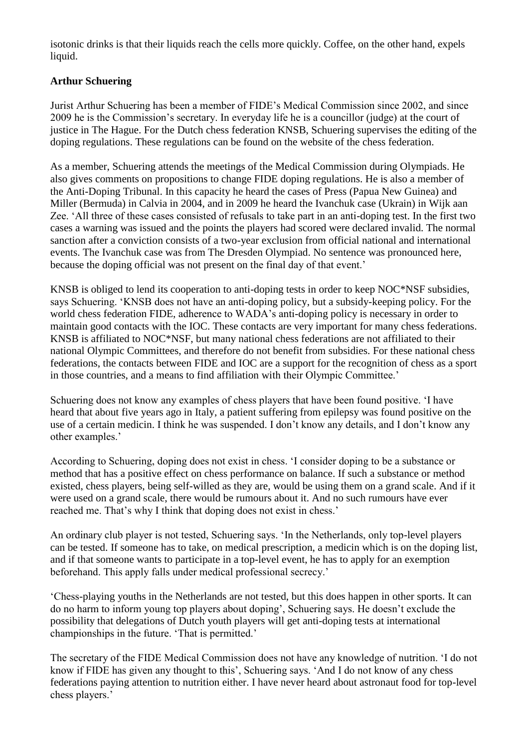isotonic drinks is that their liquids reach the cells more quickly. Coffee, on the other hand, expels liquid.

**Arthur Schuering**

Jurist Arthur Schuering has been a member of FIDE's Medical Commission since 2002, and since 2009 he is the Commission's secretary. In everyday life he is a councillor (judge) at the court of justice in The Hague. For the Dutch chess federation KNSB, Schuering supervises the editing of the doping regulations. These regulations can be found on the website of the chess federation.

As a member, Schuering attends the meetings of the Medical Commission during Olympiads. He also gives comments on propositions to change FIDE doping regulations. He is also a member of the Anti-Doping Tribunal. In this capacity he heard the cases of Press (Papua New Guinea) and Miller (Bermuda) in Calvia in 2004, and in 2009 he heard the Ivanchuk case (Ukrain) in Wijk aan Zee. 'All three of these cases consisted of refusals to take part in an anti-doping test. In the first two cases a warning was issued and the points the players had scored were declared invalid. The normal sanction after a conviction consists of a two-year exclusion from official national and international events. The Ivanchuk case was from The Dresden Olympiad. No sentence was pronounced here, because the doping official was not present on the final day of that event.'

KNSB is obliged to lend its cooperation to anti-doping tests in order to keep NOC*NSF subsidies, says Schuering. 'KNSB does not have an anti-doping policy, but a subsidy-keeping policy. For the world chess federation FIDE, adherence to WADA's anti-doping policy is necessary in order to maintain good contacts with the IOC. These contacts are very important for many chess federations. KNSB is affiliated to NOC*NSF, but many national chess federations are not affiliated to their national Olympic Committees, and therefore do not benefit from subsidies. For these national chess federations, the contacts between FIDE and IOC are a support for the recognition of chess as a sport in those countries, and a means to find affiliation with their Olympic Committee.'

Schuering does not know any examples of chess players that have been found positive. 'I have heard that about five years ago in Italy, a patient suffering from epilepsy was found positive on the use of a certain medicin. I think he was suspended. I don't know any details, and I don't know any other examples.'

According to Schuering, doping does not exist in chess. 'I consider doping to be a substance or method that has a positive effect on chess performance on balance. If such a substance or method existed, chess players, being self-willed as they are, would be using them on a grand scale. And if it were used on a grand scale, there would be rumours about it. And no such rumours have ever reached me. That's why I think that doping does not exist in chess.'

An ordinary club player is not tested, Schuering says. 'In the Netherlands, only top-level players can be tested. If someone has to take, on medical prescription, a medicin which is on the doping list, and if that someone wants to participate in a top-level event, he has to apply for an exemption beforehand. This apply falls under medical professional secrecy.'

'Chess-playing youths in the Netherlands are not tested, but this does happen in other sports. It can do no harm to inform young top players about doping', Schuering says. He doesn't exclude the possibility that delegations of Dutch youth players will get anti-doping tests at international championships in the future. 'That is permitted.'

The secretary of the FIDE Medical Commission does not have any knowledge of nutrition. 'I do not know if FIDE has given any thought to this', Schuering says. 'And I do not know of any chess federations paying attention to nutrition either. I have never heard about astronaut food for top-level chess players.'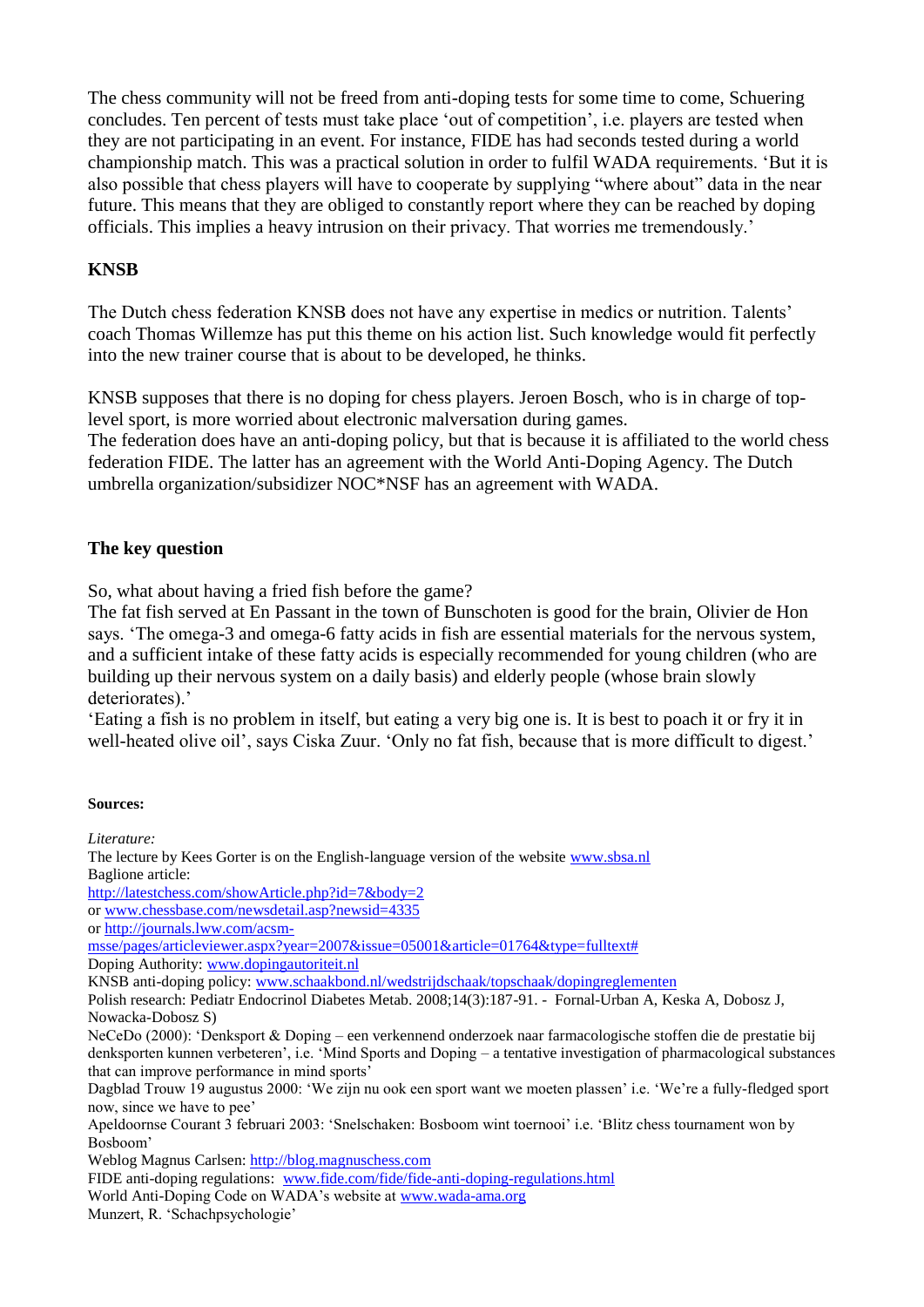The chess community will not be freed from anti-doping tests for some time to come, Schuering concludes. Ten percent of tests must take place 'out of competition', i.e. players are tested when they are not participating in an event. For instance, FIDE has had seconds tested during a world championship match. This was a practical solution in order to fulfil WADA requirements. 'But it is also possible that chess players will have to cooperate by supplying "where about" data in the near future. This means that they are obliged to constantly report where they can be reached by doping officials. This implies a heavy intrusion on their privacy. That worries me tremendously.'

### KNSB

The Dutch chess federation KNSB does not have any expertise in medics or nutrition. Talents' coach Thomas Willemze has put this theme on his action list. Such knowledge would fit perfectly into the new trainer course that is about to be developed, he thinks.

KNSB supposes that there is no doping for chess players. Jeroen Bosch, who is in charge of top-level sport, is more worried about electronic malversation during games.
The federation does have an anti-doping policy, but that is because it is affiliated to the world chess federation FIDE. The latter has an agreement with the World Anti-Doping Agency. The Dutch umbrella organization/subsidizer NOC*NSF has an agreement with WADA.

### The key question

So, what about having a fried fish before the game?
The fat fish served at En Passant in the town of Bunschoten is good for the brain, Olivier de Hon says. 'The omega-3 and omega-6 fatty acids in fish are essential materials for the nervous system, and a sufficient intake of these fatty acids is especially recommended for young children (who are building up their nervous system on a daily basis) and elderly people (whose brain slowly deteriorates).'
'Eating a fish is no problem in itself, but eating a very big one is. It is best to poach it or fry it in well-heated olive oil', says Ciska Zuur. 'Only no fat fish, because that is more difficult to digest.'

**Sources:**

*Literature:*
The lecture by Kees Gorter is on the English-language version of the website www.sbsa.nl
Baglione article:
http://latestchess.com/showArticle.php?id=7&body=2
or www.chessbase.com/newsdetail.asp?newsid=4335
or http://journals.lww.com/acsm-msse/pages/articleviewer.aspx?year=2007&issue=05001&article=01764&type=fulltext#
Doping Authority: www.dopingautoriteit.nl
KNSB anti-doping policy: www.schaakbond.nl/wedstrijdschaak/topschaak/dopingreglementen
Polish research: Pediatr Endocrinol Diabetes Metab. 2008;14(3):187-91. - Fornal-Urban A, Keska A, Dobosz J, Nowacka-Dobosz S)
NeCeDo (2000): 'Denksport & Doping – een verkennend onderzoek naar farmacologische stoffen die de prestatie bij denksporten kunnen verbeteren', i.e. 'Mind Sports and Doping – a tentative investigation of pharmacological substances that can improve performance in mind sports'
Dagblad Trouw 19 augustus 2000: 'We zijn nu ook een sport want we moeten plassen' i.e. 'We're a fully-fledged sport now, since we have to pee'
Apeldoornse Courant 3 februari 2003: 'Snelschaken: Bosboom wint toernooi' i.e. 'Blitz chess tournament won by Bosboom'
Weblog Magnus Carlsen: http://blog.magnuschess.com
FIDE anti-doping regulations: www.fide.com/fide/fide-anti-doping-regulations.html
World Anti-Doping Code on WADA's website at www.wada-ama.org
Munzert, R. 'Schachpsychologie'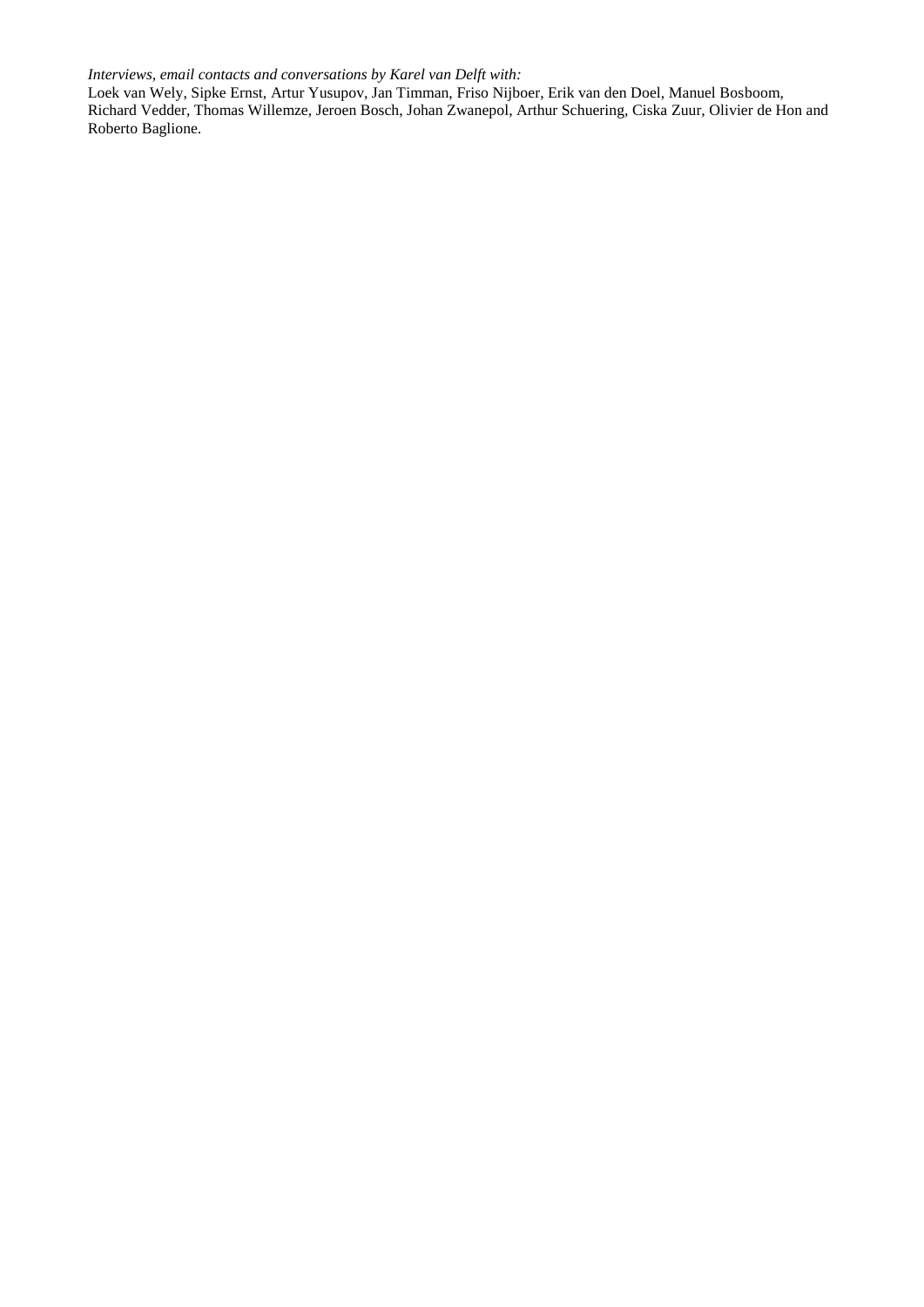*Interviews, email contacts and conversations by Karel van Delft with:*
Loek van Wely, Sipke Ernst, Artur Yusupov, Jan Timman, Friso Nijboer, Erik van den Doel, Manuel Bosboom, Richard Vedder, Thomas Willemze, Jeroen Bosch, Johan Zwanepol, Arthur Schuering, Ciska Zuur, Olivier de Hon and Roberto Baglione.